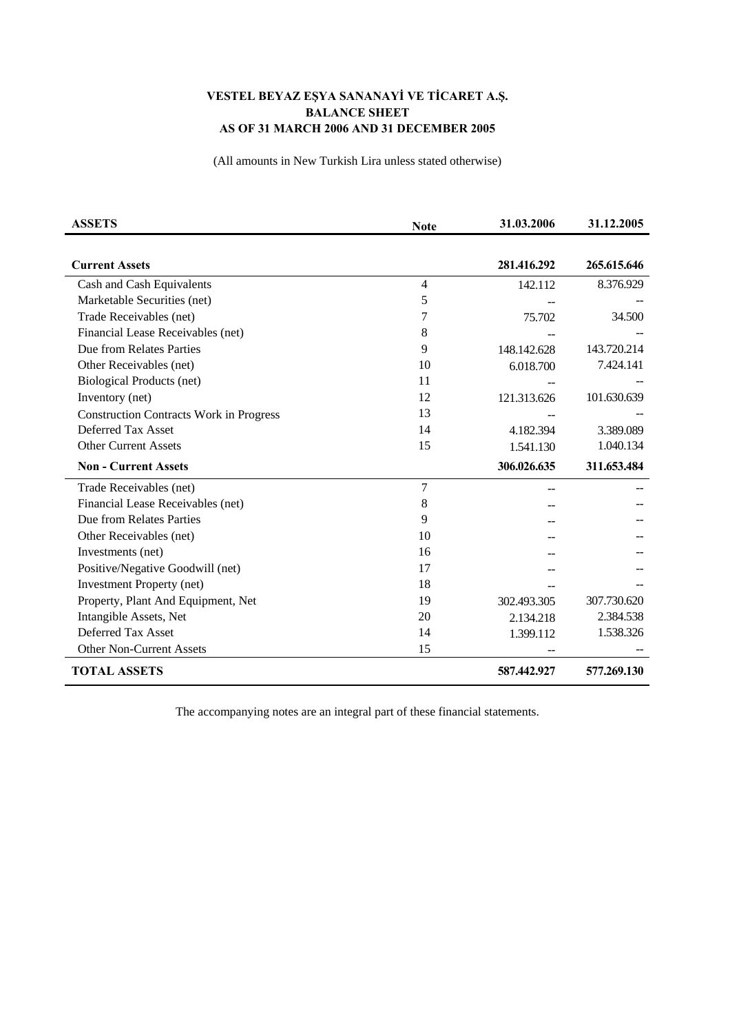**VESTEL BEYAZ EŞYA SANANAYİ VE TİCARET A.Ş.**
**BALANCE SHEET**
**AS OF 31 MARCH 2006 AND 31 DECEMBER 2005**

(All amounts in New Turkish Lira unless stated otherwise)

| **ASSETS** | **Note** | **31.03.2006** | **31.12.2005** |
|---|---|---|---|
| **Current Assets** | | **281.416.292** | **265.615.646** |
| Cash and Cash Equivalents | 4 | 142.112 | 8.376.929 |
| Marketable Securities (net) | 5 | -- | -- |
| Trade Receivables (net) | 7 | 75.702 | 34.500 |
| Financial Lease Receivables (net) | 8 | -- | -- |
| Due from Relates Parties | 9 | 148.142.628 | 143.720.214 |
| Other Receivables (net) | 10 | 6.018.700 | 7.424.141 |
| Biological Products (net) | 11 | -- | -- |
| Inventory (net) | 12 | 121.313.626 | 101.630.639 |
| Construction Contracts Work in Progress | 13 | -- | -- |
| Deferred Tax Asset | 14 | 4.182.394 | 3.389.089 |
| Other Current Assets | 15 | 1.541.130 | 1.040.134 |
| **Non - Current Assets** | | **306.026.635** | **311.653.484** |
| Trade Receivables (net) | 7 | -- | -- |
| Financial Lease Receivables (net) | 8 | -- | -- |
| Due from Relates Parties | 9 | -- | -- |
| Other Receivables (net) | 10 | -- | -- |
| Investments (net) | 16 | -- | -- |
| Positive/Negative Goodwill (net) | 17 | -- | -- |
| Investment Property (net) | 18 | -- | -- |
| Property, Plant And Equipment, Net | 19 | 302.493.305 | 307.730.620 |
| Intangible Assets, Net | 20 | 2.134.218 | 2.384.538 |
| Deferred Tax Asset | 14 | 1.399.112 | 1.538.326 |
| Other Non-Current Assets | 15 | -- | -- |
| **TOTAL ASSETS** | | **587.442.927** | **577.269.130** |

The accompanying notes are an integral part of these financial statements.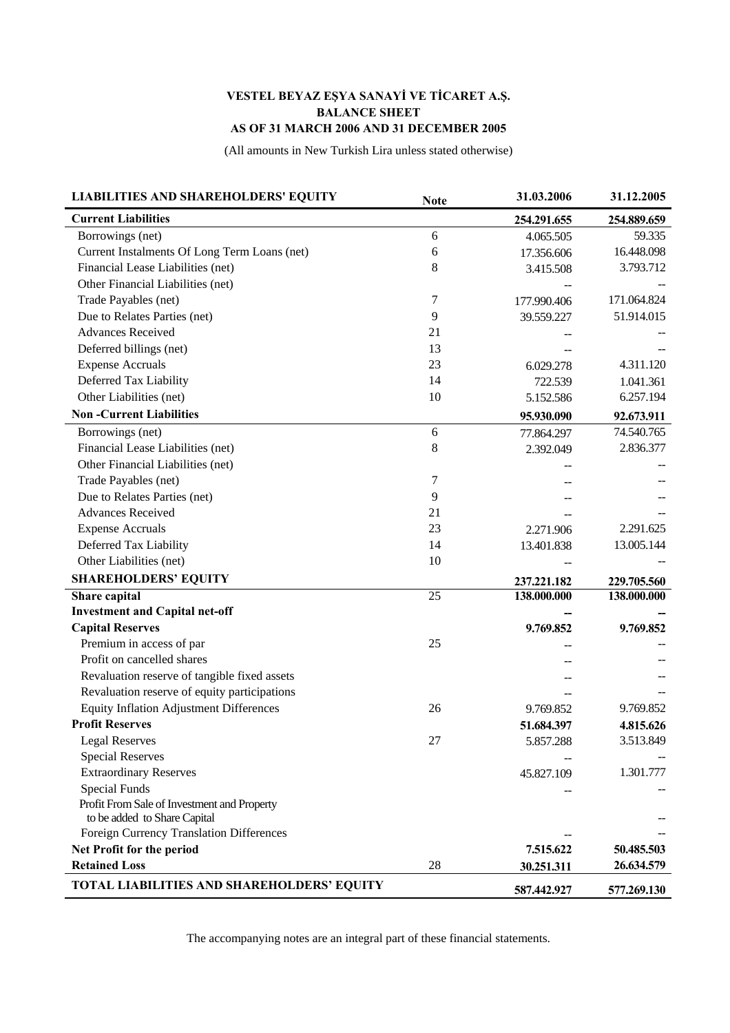**VESTEL BEYAZ EŞYA SANAYİ VE TİCARET A.Ş.**
**BALANCE SHEET**
**AS OF 31 MARCH 2006 AND 31 DECEMBER 2005**

(All amounts in New Turkish Lira unless stated otherwise)

| LIABILITIES AND SHAREHOLDERS' EQUITY | Note | 31.03.2006 | 31.12.2005 |
|---|---|---|---|
| **Current Liabilities** | | **254.291.655** | **254.889.659** |
| Borrowings (net) | 6 | 4.065.505 | 59.335 |
| Current Instalments Of Long Term Loans (net) | 6 | 17.356.606 | 16.448.098 |
| Financial Lease Liabilities (net) | 8 | 3.415.508 | 3.793.712 |
| Other Financial Liabilities (net) | | -- | -- |
| Trade Payables (net) | 7 | 177.990.406 | 171.064.824 |
| Due to Relates Parties (net) | 9 | 39.559.227 | 51.914.015 |
| Advances Received | 21 | -- | -- |
| Deferred billings (net) | 13 | -- | -- |
| Expense Accruals | 23 | 6.029.278 | 4.311.120 |
| Deferred Tax Liability | 14 | 722.539 | 1.041.361 |
| Other Liabilities (net) | 10 | 5.152.586 | 6.257.194 |
| **Non -Current Liabilities** | | **95.930.090** | **92.673.911** |
| Borrowings (net) | 6 | 77.864.297 | 74.540.765 |
| Financial Lease Liabilities (net) | 8 | 2.392.049 | 2.836.377 |
| Other Financial Liabilities (net) | | -- | -- |
| Trade Payables (net) | 7 | -- | -- |
| Due to Relates Parties (net) | 9 | -- | -- |
| Advances Received | 21 | -- | -- |
| Expense Accruals | 23 | 2.271.906 | 2.291.625 |
| Deferred Tax Liability | 14 | 13.401.838 | 13.005.144 |
| Other Liabilities (net) | 10 | -- | -- |
| **SHAREHOLDERS' EQUITY** | | **237.221.182** | **229.705.560** |
| **Share capital** | 25 | **138.000.000** | **138.000.000** |
| **Investment and Capital net-off** | | **--** | **--** |
| **Capital Reserves** | | **9.769.852** | **9.769.852** |
| Premium in access of par | 25 | -- | -- |
| Profit on cancelled shares | | -- | -- |
| Revaluation reserve of tangible fixed assets | | -- | -- |
| Revaluation reserve of equity participations | | -- | -- |
| Equity Inflation Adjustment Differences | 26 | 9.769.852 | 9.769.852 |
| **Profit Reserves** | | **51.684.397** | **4.815.626** |
| Legal Reserves | 27 | 5.857.288 | 3.513.849 |
| Special Reserves | | -- | -- |
| Extraordinary Reserves | | 45.827.109 | 1.301.777 |
| Special Funds | | -- | -- |
| Profit From Sale of Investment and Property to be added to Share Capital | | | -- |
| Foreign Currency Translation Differences | | -- | -- |
| **Net Profit for the period** | | **7.515.622** | **50.485.503** |
| **Retained Loss** | 28 | **30.251.311** | **26.634.579** |
| **TOTAL LIABILITIES AND SHAREHOLDERS' EQUITY** | | **587.442.927** | **577.269.130** |

The accompanying notes are an integral part of these financial statements.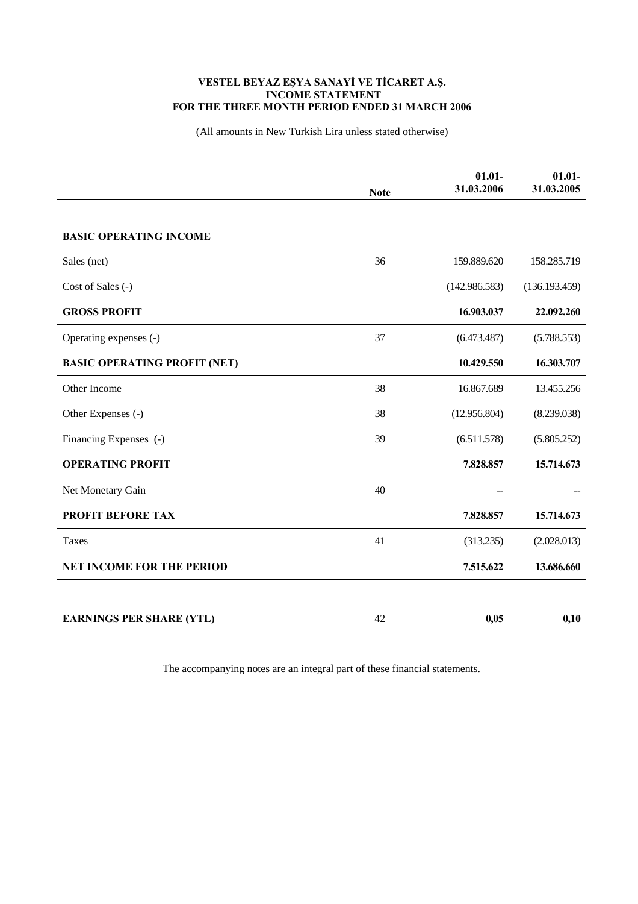# VESTEL BEYAZ EŞYA SANAYİ VE TİCARET A.Ş.
## INCOME STATEMENT
## FOR THE THREE MONTH PERIOD ENDED 31 MARCH 2006

(All amounts in New Turkish Lira unless stated otherwise)

| | Note | 01.01-31.03.2006 | 01.01-31.03.2005 |
|---|---|---|---|
| **BASIC OPERATING INCOME** | | | |
| Sales (net) | 36 | 159.889.620 | 158.285.719 |
| Cost of Sales (-) | | (142.986.583) | (136.193.459) |
| **GROSS PROFIT** | | **16.903.037** | **22.092.260** |
| Operating expenses (-) | 37 | (6.473.487) | (5.788.553) |
| **BASIC OPERATING PROFIT (NET)** | | **10.429.550** | **16.303.707** |
| Other Income | 38 | 16.867.689 | 13.455.256 |
| Other Expenses (-) | 38 | (12.956.804) | (8.239.038) |
| Financing Expenses (-) | 39 | (6.511.578) | (5.805.252) |
| **OPERATING PROFIT** | | **7.828.857** | **15.714.673** |
| Net Monetary Gain | 40 | -- | -- |
| **PROFIT BEFORE TAX** | | **7.828.857** | **15.714.673** |
| Taxes | 41 | (313.235) | (2.028.013) |
| **NET INCOME FOR THE PERIOD** | | **7.515.622** | **13.686.660** |
| **EARNINGS PER SHARE (YTL)** | 42 | **0,05** | **0,10** |

The accompanying notes are an integral part of these financial statements.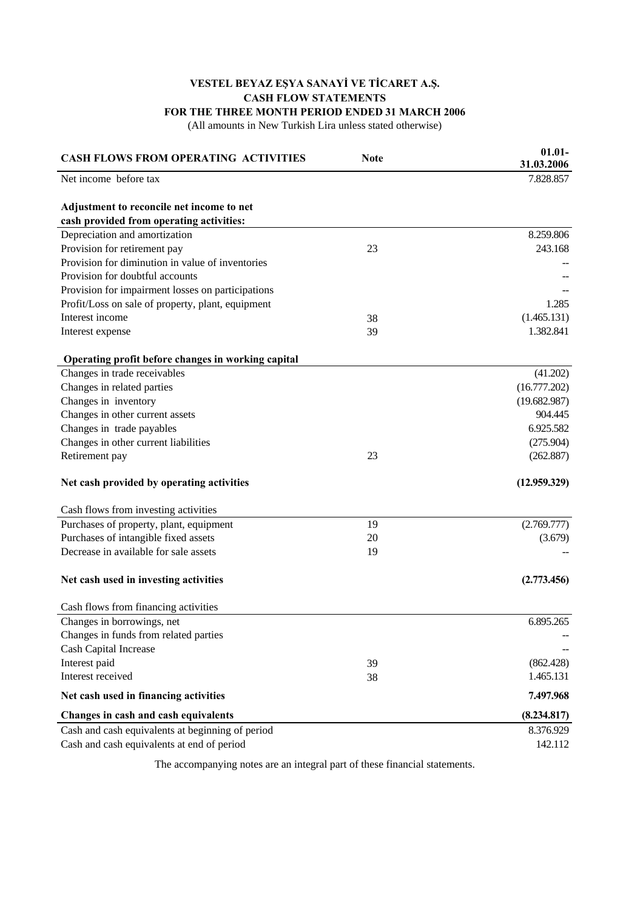**VESTEL BEYAZ EŞYA SANAYİ VE TİCARET A.Ş.**
**CASH FLOW STATEMENTS**
**FOR THE THREE MONTH PERIOD ENDED 31 MARCH 2006**

(All amounts in New Turkish Lira unless stated otherwise)

| **CASH FLOWS FROM OPERATING ACTIVITIES** | **Note** | **01.01-31.03.2006** |
|---|---|---|
| Net income before tax | | 7.828.857 |
| **Adjustment to reconcile net income to net cash provided from operating activities:** | | |
| Depreciation and amortization | | 8.259.806 |
| Provision for retirement pay | 23 | 243.168 |
| Provision for diminution in value of inventories | | -- |
| Provision for doubtful accounts | | -- |
| Provision for impairment losses on participations | | -- |
| Profit/Loss on sale of property, plant, equipment | | 1.285 |
| Interest income | 38 | (1.465.131) |
| Interest expense | 39 | 1.382.841 |
| **Operating profit before changes in working capital** | | |
| Changes in trade receivables | | (41.202) |
| Changes in related parties | | (16.777.202) |
| Changes in inventory | | (19.682.987) |
| Changes in other current assets | | 904.445 |
| Changes in trade payables | | 6.925.582 |
| Changes in other current liabilities | | (275.904) |
| Retirement pay | 23 | (262.887) |
| **Net cash provided by operating activities** | | **(12.959.329)** |
| Cash flows from investing activities | | |
| Purchases of property, plant, equipment | 19 | (2.769.777) |
| Purchases of intangible fixed assets | 20 | (3.679) |
| Decrease in available for sale assets | 19 | -- |
| **Net cash used in investing activities** | | **(2.773.456)** |
| Cash flows from financing activities | | |
| Changes in borrowings, net | | 6.895.265 |
| Changes in funds from related parties | | -- |
| Cash Capital Increase | | -- |
| Interest paid | 39 | (862.428) |
| Interest received | 38 | 1.465.131 |
| **Net cash used in financing activities** | | **7.497.968** |
| **Changes in cash and cash equivalents** | | **(8.234.817)** |
| Cash and cash equivalents at beginning of period | | 8.376.929 |
| Cash and cash equivalents at end of period | | 142.112 |

The accompanying notes are an integral part of these financial statements.